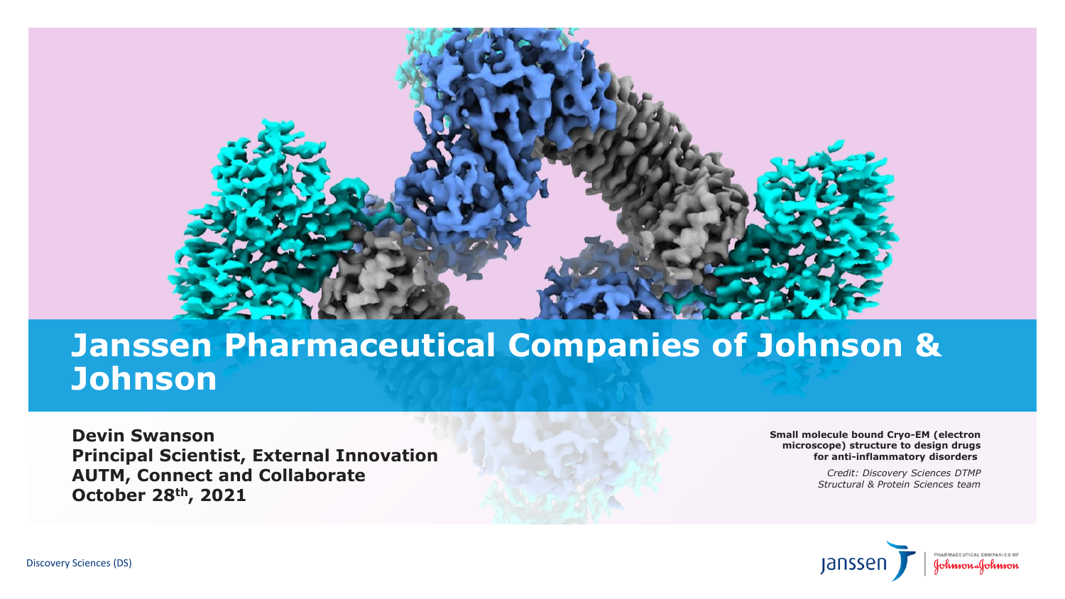# Janssen Pharmaceutical Companies of Johnson & Johnson

**Devin Swanson**
**Principal Scientist, External Innovation**
**AUTM, Connect and Collaborate**
**October 28th, 2021**

**Small molecule bound Cryo-EM (electron microscope) structure to design drugs for anti-inflammatory disorders**

*Credit: Discovery Sciences DTMP Structural & Protein Sciences team*

Discovery Sciences (DS)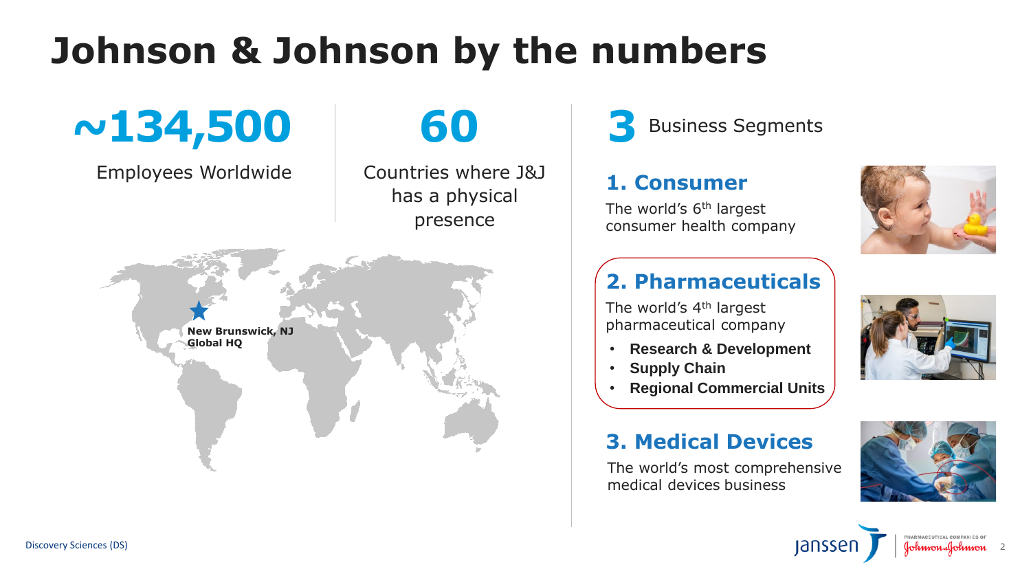# Johnson & Johnson by the numbers

**~134,500**

Employees Worldwide

**60**

Countries where J&J has a physical presence

**New Brunswick, NJ**
**Global HQ**

**3** Business Segments

## 1. Consumer

The world's 6th largest consumer health company

## 2. Pharmaceuticals

The world's 4th largest pharmaceutical company

- **Research & Development**
- **Supply Chain**
- **Regional Commercial Units**

## 3. Medical Devices

The world's most comprehensive medical devices business

Discovery Sciences (DS)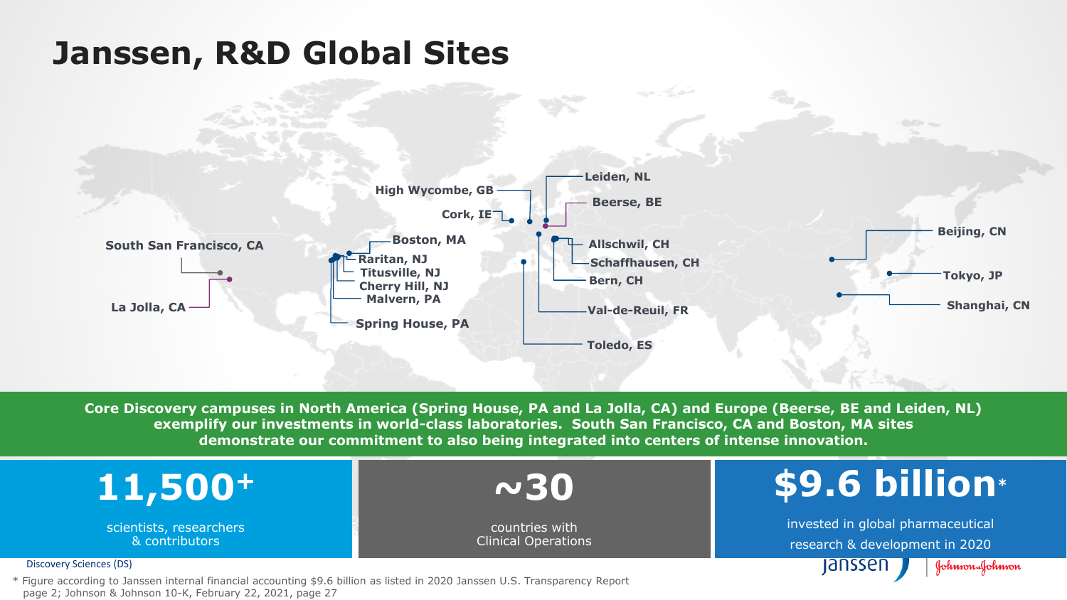# Janssen, R&D Global Sites

South San Francisco, CA

La Jolla, CA

Boston, MA

Raritan, NJ

Titusville, NJ

Cherry Hill, NJ

Malvern, PA

Spring House, PA

High Wycombe, GB

Cork, IE

Leiden, NL

Beerse, BE

Allschwil, CH

Schaffhausen, CH

Bern, CH

Val-de-Reuil, FR

Toledo, ES

Beijing, CN

Tokyo, JP

Shanghai, CN

**Core Discovery campuses in North America (Spring House, PA and La Jolla, CA) and Europe (Beerse, BE and Leiden, NL) exemplify our investments in world-class laboratories. South San Francisco, CA and Boston, MA sites demonstrate our commitment to also being integrated into centers of intense innovation.**

**11,500+**
scientists, researchers & contributors

**~30**
countries with Clinical Operations

**$9.6 billion***
invested in global pharmaceutical research & development in 2020

Discovery Sciences (DS)

* Figure according to Janssen internal financial accounting $9.6 billion as listed in 2020 Janssen U.S. Transparency Report page 2; Johnson & Johnson 10-K, February 22, 2021, page 27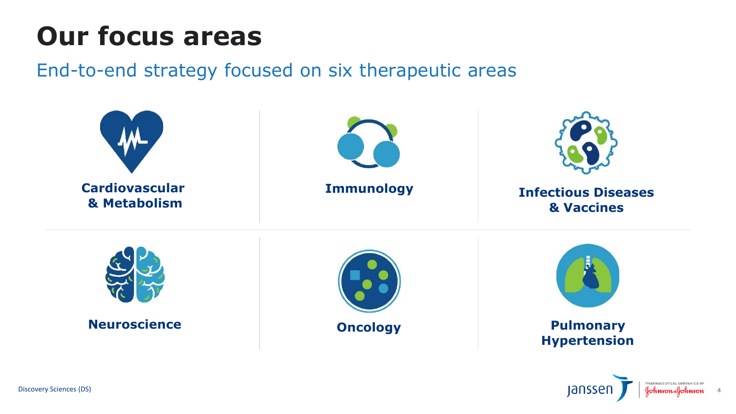# Our focus areas

End-to-end strategy focused on six therapeutic areas

- **Cardiovascular & Metabolism**
- **Immunology**
- **Infectious Diseases & Vaccines**
- **Neuroscience**
- **Oncology**
- **Pulmonary Hypertension**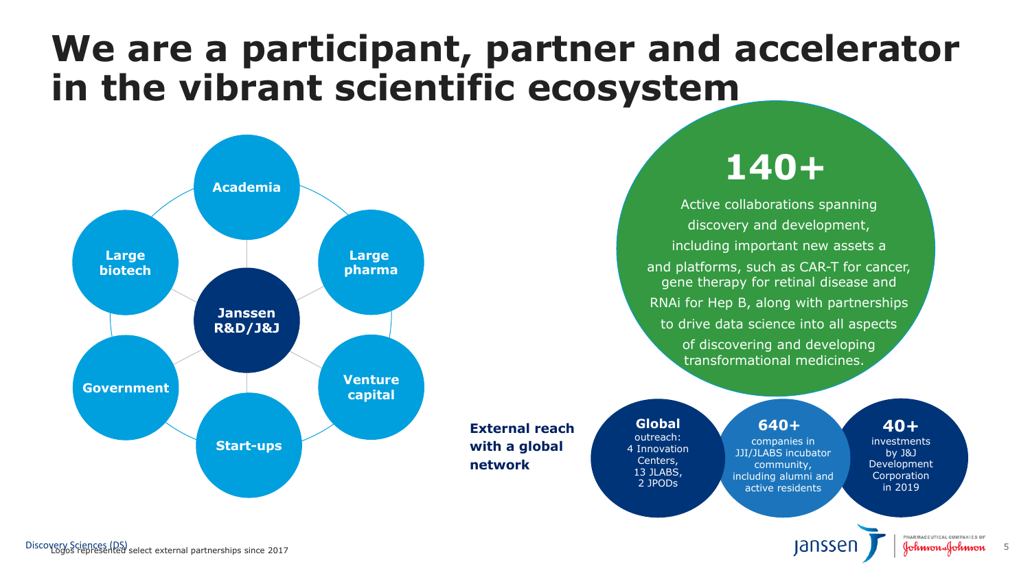# We are a participant, partner and accelerator in the vibrant scientific ecosystem

- Academia
- Large pharma
- Venture capital
- Start-ups
- Government
- Large biotech

**Janssen R&D/J&J**

## 140+

Active collaborations spanning discovery and development, including important new assets a and platforms, such as CAR-T for cancer, gene therapy for retinal disease and RNAi for Hep B, along with partnerships to drive data science into all aspects of discovering and developing transformational medicines.

**External reach with a global network**

- **Global** outreach: 4 Innovation Centers, 13 JLABS, 2 JPODs
- **640+** companies in JJI/JLABS incubator community, including alumni and active residents
- **40+** investments by J&J Development Corporation in 2019

Logos represented select external partnerships since 2017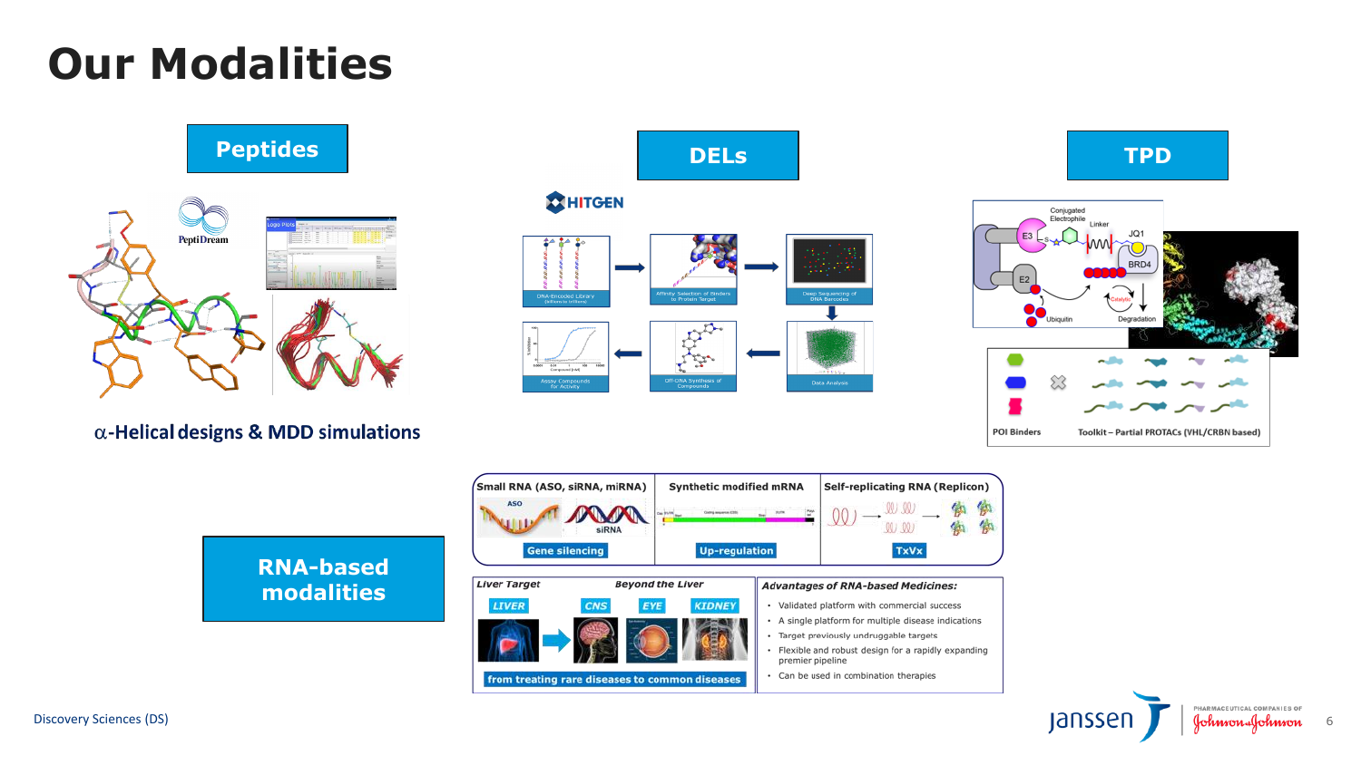# Our Modalities

## Peptides

PeptiDream

α-Helical designs & MDD simulations

## DELs

HITGEN

DNA-Encoded Library (billions to trillions)

Affinity Selection of Binders to Protein Target

Deep Sequencing of DNA Barcodes

Data Analysis

Off-DNA Synthesis of Compounds

Assay Compounds for Activity

## TPD

Conjugated Electrophile

Linker

E3

JQ1

BRD4

E2

Ubiquitin

Catalytic

Degradation

POI Binders

Toolkit – Partial PROTACs (VHL/CRBN based)

## RNA-based modalities

| Small RNA (ASO, siRNA, miRNA) | Synthetic modified mRNA | Self-replicating RNA (Replicon) |
| --- | --- | --- |
| Gene silencing | Up-regulation | TxVx |

*Liver Target* — **LIVER**

*Beyond the Liver* — **CNS**, **EYE**, **KIDNEY**

**from treating rare diseases to common diseases**

***Advantages of RNA-based Medicines:***

- Validated platform with commercial success
- A single platform for multiple disease indications
- Target previously undruggable targets
- Flexible and robust design for a rapidly expanding premier pipeline
- Can be used in combination therapies

Discovery Sciences (DS)